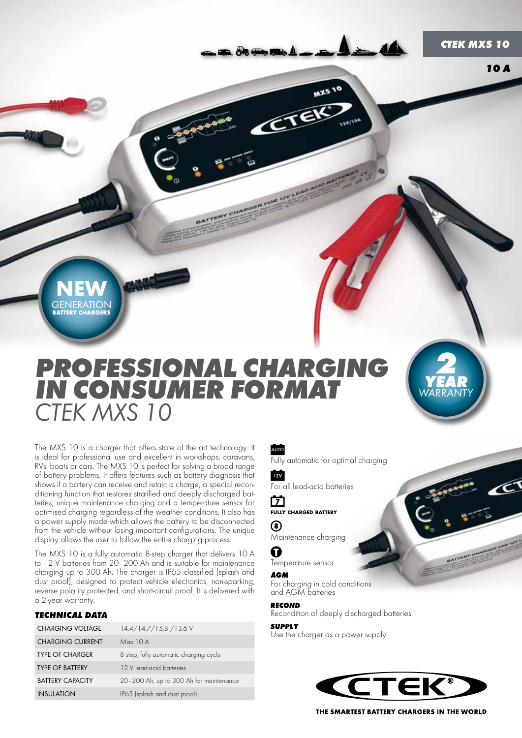CTEK MXS 10

10 A

NEW GENERATION BATTERY CHARGERS

# PROFESSIONAL CHARGING IN CONSUMER FORMAT

## CTEK MXS 10

2 YEAR WARRANTY

The MXS 10 is a charger that offers state of the art technology. It is ideal for professional use and excellent in workshops, caravans, RVs, boats or cars. The MXS 10 is perfect for solving a broad range of battery problems. It offers features such as battery diagnosis that shows if a battery can receive and retain a charge, a special reconditioning function that restores stratified and deeply discharged batteries, unique maintenance charging and a temperature sensor for optimised charging regardless of the weather conditions. It also has a power supply mode which allows the battery to be disconnected from the vehicle without losing important configurations. The unique display allows the user to follow the entire charging process.

The MXS 10 is a fully automatic 8-step charger that delivers 10 A to 12 V batteries from 20–200 Ah and is suitable for maintenance charging up to 300 Ah. The charger is IP65 classified (splash and dust proof), designed to protect vehicle electronics, non-sparking, reverse polarity protected, and short-circuit proof. It is delivered with a 2-year warranty.

### TECHNICAL DATA

| | |
|---|---|
| CHARGING VOLTAGE | 14.4/14.7/15.8 /13.6 V |
| CHARGING CURRENT | Max 10 A |
| TYPE OF CHARGER | 8 step, fully automatic charging cycle |
| TYPE OF BATTERY | 12 V lead-acid batteries |
| BATTERY CAPACITY | 20–200 Ah, up to 300 Ah for maintenance |
| INSULATION | IP65 (splash and dust proof) |

AUTO
Fully automatic for optimal charging

12V
For all lead-acid batteries

7
**FULLY CHARGED BATTERY**

8
Maintenance charging

Temperature sensor

***AGM***
For charging in cold conditions and AGM batteries

***RECOND***
Recondition of deeply discharged batteries

***SUPPLY***
Use the charger as a power supply

CTEK®

THE SMARTEST BATTERY CHARGERS IN THE WORLD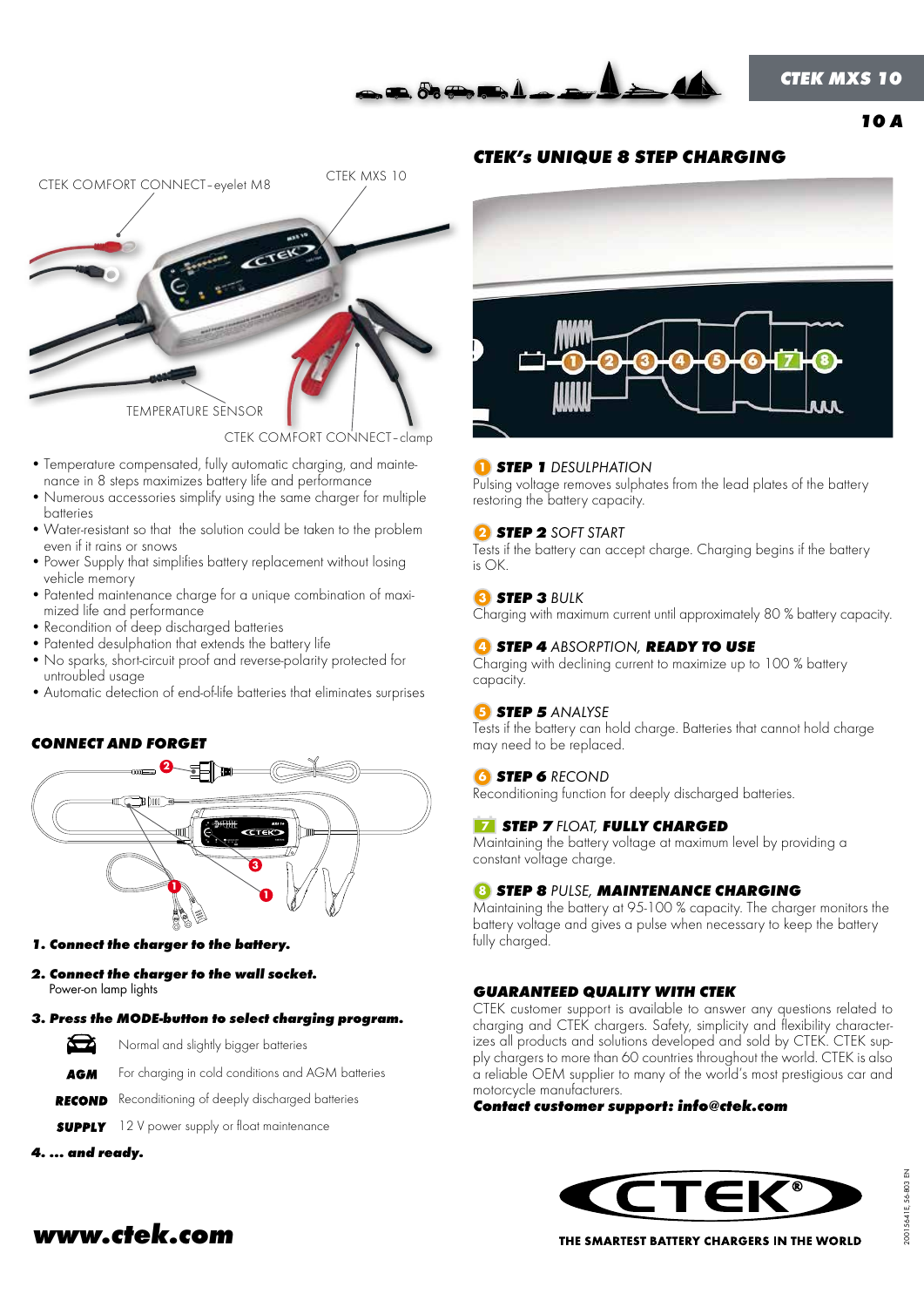# CTEK MXS 10

**10 A**

CTEK COMFORT CONNECT - eyelet M8

CTEK MXS 10

TEMPERATURE SENSOR

CTEK COMFORT CONNECT - clamp

- Temperature compensated, fully automatic charging, and maintenance in 8 steps maximizes battery life and performance
- Numerous accessories simplify using the same charger for multiple batteries
- Water-resistant so that the solution could be taken to the problem even if it rains or snows
- Power Supply that simplifies battery replacement without losing vehicle memory
- Patented maintenance charge for a unique combination of maximized life and performance
- Recondition of deep discharged batteries
- Patented desulphation that extends the battery life
- No sparks, short-circuit proof and reverse-polarity protected for untroubled usage
- Automatic detection of end-of-life batteries that eliminates surprises

## CONNECT AND FORGET

**1. Connect the charger to the battery.**

**2. Connect the charger to the wall socket.**
Power-on lamp lights

**3. Press the MODE-button to select charging program.**

| | |
|---|---|
| | Normal and slightly bigger batteries |
| **AGM** | For charging in cold conditions and AGM batteries |
| **RECOND** | Reconditioning of deeply discharged batteries |
| **SUPPLY** | 12 V power supply or float maintenance |

**4. ... and ready.**

## CTEK's UNIQUE 8 STEP CHARGING

1 2 3 4 5 6 7 8

**STEP 1** *DESULPHATION*
Pulsing voltage removes sulphates from the lead plates of the battery restoring the battery capacity.

**STEP 2** *SOFT START*
Tests if the battery can accept charge. Charging begins if the battery is OK.

**STEP 3** *BULK*
Charging with maximum current until approximately 80 % battery capacity.

**STEP 4** *ABSORPTION,* ***READY TO USE***
Charging with declining current to maximize up to 100 % battery capacity.

**STEP 5** *ANALYSE*
Tests if the battery can hold charge. Batteries that cannot hold charge may need to be replaced.

**STEP 6** *RECOND*
Reconditioning function for deeply discharged batteries.

**STEP 7** *FLOAT,* ***FULLY CHARGED***
Maintaining the battery voltage at maximum level by providing a constant voltage charge.

**STEP 8** *PULSE,* ***MAINTENANCE CHARGING***
Maintaining the battery at 95-100 % capacity. The charger monitors the battery voltage and gives a pulse when necessary to keep the battery fully charged.

## GUARANTEED QUALITY WITH CTEK

CTEK customer support is available to answer any questions related to charging and CTEK chargers. Safety, simplicity and flexibility characterizes all products and solutions developed and sold by CTEK. CTEK supply chargers to more than 60 countries throughout the world. CTEK is also a reliable OEM supplier to many of the world's most prestigious car and motorcycle manufacturers.

***Contact customer support: info@ctek.com***

**www.ctek.com**

CTEK®
THE SMARTEST BATTERY CHARGERS IN THE WORLD

20015641E, 56-803 EN